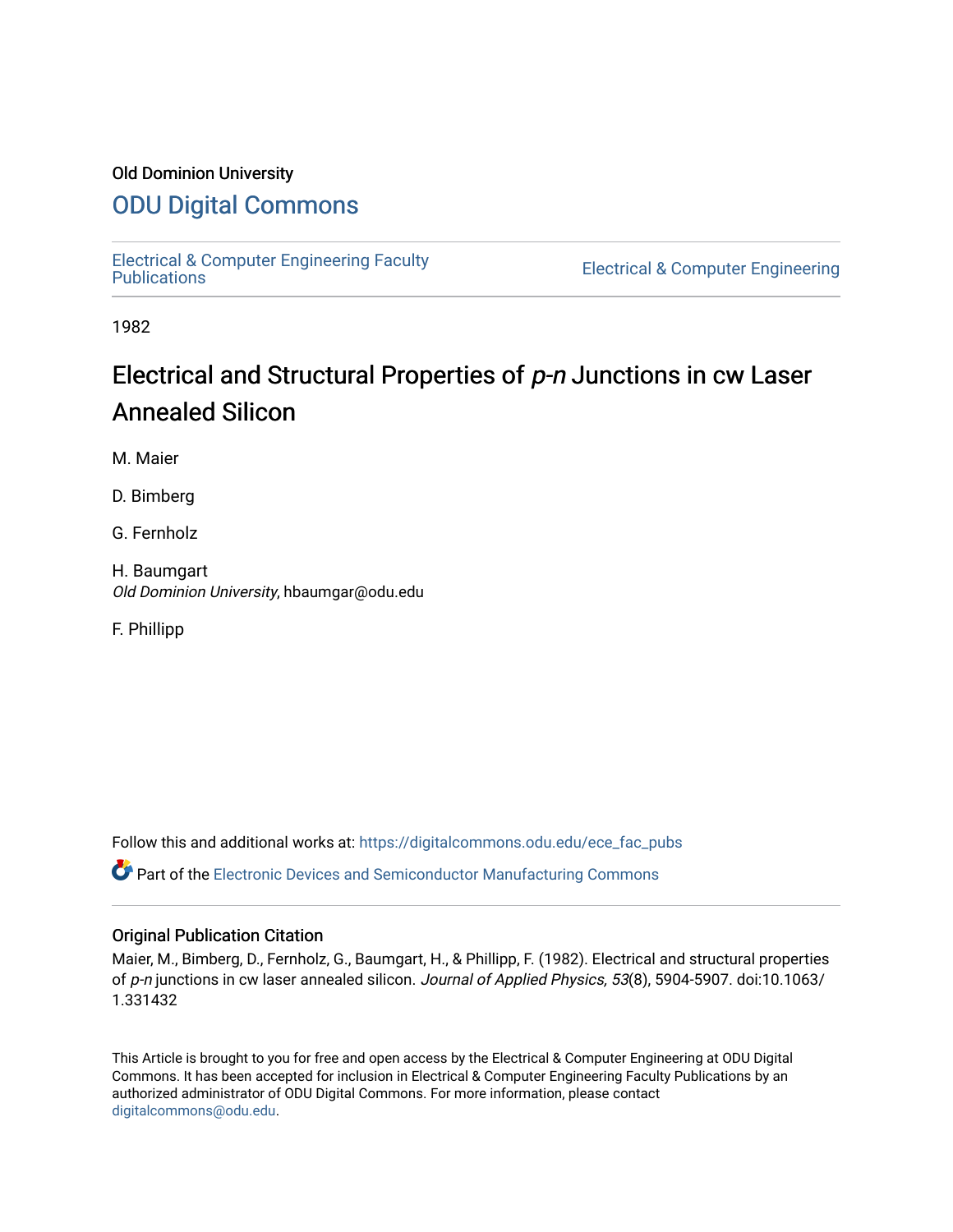Old Dominion University

# ODU Digital Commons

Electrical & Computer Engineering Faculty Publications

Electrical & Computer Engineering

1982

# Electrical and Structural Properties of *p-n* Junctions in cw Laser Annealed Silicon

M. Maier

D. Bimberg

G. Fernholz

H. Baumgart
*Old Dominion University*, hbaumgar@odu.edu

F. Phillipp

Follow this and additional works at: https://digitalcommons.odu.edu/ece_fac_pubs

Part of the Electronic Devices and Semiconductor Manufacturing Commons

## Original Publication Citation

Maier, M., Bimberg, D., Fernholz, G., Baumgart, H., & Phillipp, F. (1982). Electrical and structural properties of *p-n* junctions in cw laser annealed silicon. *Journal of Applied Physics, 53*(8), 5904-5907. doi:10.1063/1.331432

This Article is brought to you for free and open access by the Electrical & Computer Engineering at ODU Digital Commons. It has been accepted for inclusion in Electrical & Computer Engineering Faculty Publications by an authorized administrator of ODU Digital Commons. For more information, please contact digitalcommons@odu.edu.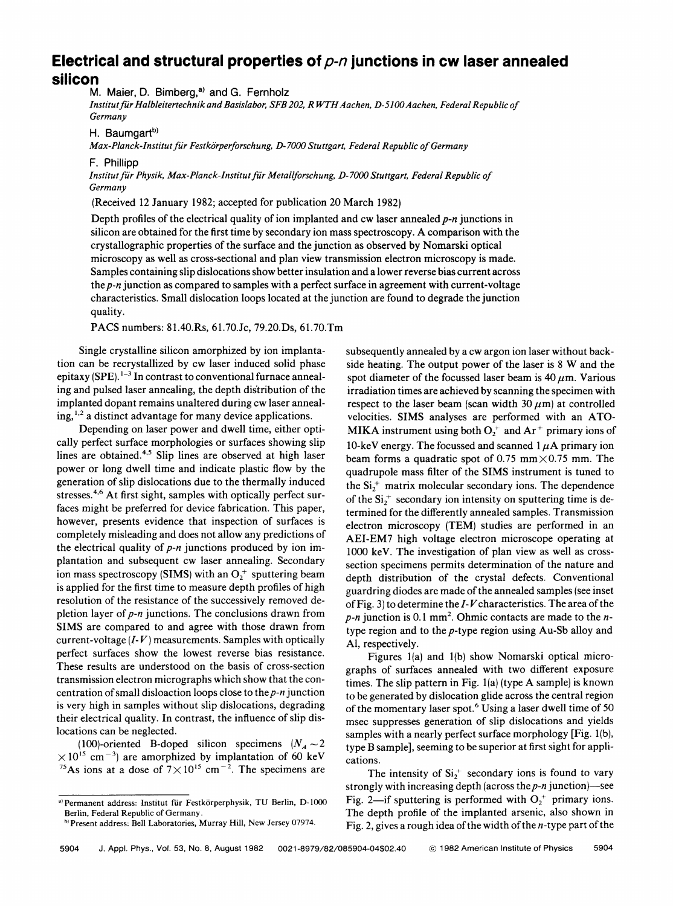# Electrical and structural properties of *p-n* junctions in cw laser annealed silicon

M. Maier, D. Bimberg,[a] and G. Fernholz

*Institut für Halbleitertechnik and Basislabor, SFB 202, RWTH Aachen, D-5100 Aachen, Federal Republic of Germany*

H. Baumgart[b]

*Max-Planck-Institut für Festkörperforschung, D-7000 Stuttgart, Federal Republic of Germany*

F. Phillipp

*Institut für Physik, Max-Planck-Institut für Metallforschung, D-7000 Stuttgart, Federal Republic of Germany*

(Received 12 January 1982; accepted for publication 20 March 1982)

Depth profiles of the electrical quality of ion implanted and cw laser annealed *p-n* junctions in silicon are obtained for the first time by secondary ion mass spectroscopy. A comparison with the crystallographic properties of the surface and the junction as observed by Nomarski optical microscopy as well as cross-sectional and plan view transmission electron microscopy is made. Samples containing slip dislocations show better insulation and a lower reverse bias current across the *p-n* junction as compared to samples with a perfect surface in agreement with current-voltage characteristics. Small dislocation loops located at the junction are found to degrade the junction quality.

PACS numbers: 81.40.Rs, 61.70.Jc, 79.20.Ds, 61.70.Tm

Single crystalline silicon amorphized by ion implantation can be recrystallized by cw laser induced solid phase epitaxy (SPE).[1-3] In contrast to conventional furnace annealing and pulsed laser annealing, the depth distribution of the implanted dopant remains unaltered during cw laser annealing,[1,2] a distinct advantage for many device applications.

Depending on laser power and dwell time, either optically perfect surface morphologies or surfaces showing slip lines are obtained.[4,5] Slip lines are observed at high laser power or long dwell time and indicate plastic flow by the generation of slip dislocations due to the thermally induced stresses.[4,6] At first sight, samples with optically perfect surfaces might be preferred for device fabrication. This paper, however, presents evidence that inspection of surfaces is completely misleading and does not allow any predictions of the electrical quality of *p-n* junctions produced by ion implantation and subsequent cw laser annealing. Secondary ion mass spectroscopy (SIMS) with an $O_2^+$ sputtering beam is applied for the first time to measure depth profiles of high resolution of the resistance of the successively removed depletion layer of *p-n* junctions. The conclusions drawn from SIMS are compared to and agree with those drawn from current-voltage ($I$-$V$) measurements. Samples with optically perfect surfaces show the lowest reverse bias resistance. These results are understood on the basis of cross-section transmission electron micrographs which show that the concentration of small disloaction loops close to the *p-n* junction is very high in samples without slip dislocations, degrading their electrical quality. In contrast, the influence of slip dislocations can be neglected.

(100)-oriented B-doped silicon specimens ($N_A \sim 2 \times 10^{15}$ cm$^{-3}$) are amorphized by implantation of 60 keV $^{75}$As ions at a dose of $7 \times 10^{15}$ cm$^{-2}$. The specimens are subsequently annealed by a cw argon ion laser without backside heating. The output power of the laser is 8 W and the spot diameter of the focussed laser beam is 40 $\mu$m. Various irradiation times are achieved by scanning the specimen with respect to the laser beam (scan width 30 $\mu$m) at controlled velocities. SIMS analyses are performed with an ATOMIKA instrument using both $O_2^+$ and $Ar^+$ primary ions of 10-keV energy. The focussed and scanned 1 $\mu$A primary ion beam forms a quadratic spot of 0.75 mm$\times$0.75 mm. The quadrupole mass filter of the SIMS instrument is tuned to the $Si_2^+$ matrix molecular secondary ions. The dependence of the $Si_2^+$ secondary ion intensity on sputtering time is determined for the differently annealed samples. Transmission electron microscopy (TEM) studies are performed in an AEI-EM7 high voltage electron microscope operating at 1000 keV. The investigation of plan view as well as cross-section specimens permits determination of the nature and depth distribution of the crystal defects. Conventional guardring diodes are made of the annealed samples (see inset of Fig. 3) to determine the $I$-$V$ characteristics. The area of the *p-n* junction is 0.1 mm$^2$. Ohmic contacts are made to the *n*-type region and to the *p*-type region using Au-Sb alloy and Al, respectively.

Figures 1(a) and 1(b) show Nomarski optical micrographs of surfaces annealed with two different exposure times. The slip pattern in Fig. 1(a) (type A sample) is known to be generated by dislocation glide across the central region of the momentary laser spot.[6] Using a laser dwell time of 50 msec suppresses generation of slip dislocations and yields samples with a nearly perfect surface morphology [Fig. 1(b), type B sample], seeming to be superior at first sight for applications.

The intensity of $Si_2^+$ secondary ions is found to vary strongly with increasing depth (across the *p-n* junction)—see Fig. 2—if sputtering is performed with $O_2^+$ primary ions. The depth profile of the implanted arsenic, also shown in Fig. 2, gives a rough idea of the width of the *n*-type part of the

[a] Permanent address: Institut für Festkörperphysik, TU Berlin, D-1000 Berlin, Federal Republic of Germany.

[b] Present address: Bell Laboratories, Murray Hill, New Jersey 07974.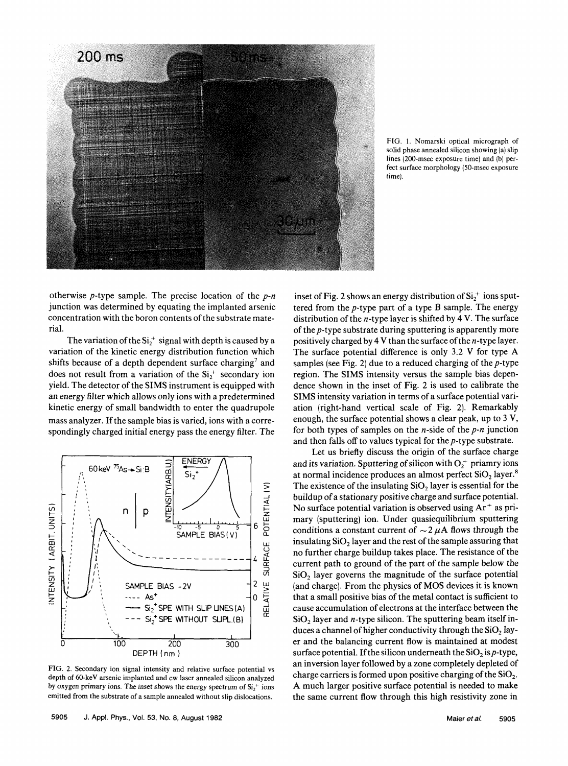FIG. 1. Nomarski optical micrograph of solid phase annealed silicon showing (a) slip lines (200-msec exposure time) and (b) perfect surface morphology (50-msec exposure time).

otherwise *p*-type sample. The precise location of the *p-n* junction was determined by equating the implanted arsenic concentration with the boron contents of the substrate material.

The variation of the $Si_2^+$ signal with depth is caused by a variation of the kinetic energy distribution function which shifts because of a depth dependent surface charging[7] and does not result from a variation of the $Si_2^+$ secondary ion yield. The detector of the SIMS instrument is equipped with an energy filter which allows only ions with a predetermined kinetic energy of small bandwidth to enter the quadrupole mass analyzer. If the sample bias is varied, ions with a correspondingly charged initial energy pass the energy filter. The inset of Fig. 2 shows an energy distribution of $Si_2^+$ ions sputtered from the *p*-type part of a type B sample. The energy distribution of the *n*-type layer is shifted by 4 V. The surface of the *p*-type substrate during sputtering is apparently more positively charged by 4 V than the surface of the *n*-type layer. The surface potential difference is only 3.2 V for type A samples (see Fig. 2) due to a reduced charging of the *p*-type region. The SIMS intensity versus the sample bias dependence shown in the inset of Fig. 2 is used to calibrate the SIMS intensity variation in terms of a surface potential variation (right-hand vertical scale of Fig. 2). Remarkably enough, the surface potential shows a clear peak, up to 3 V, for both types of samples on the *n*-side of the *p-n* junction and then falls off to values typical for the *p*-type substrate.

FIG. 2. Secondary ion signal intensity and relative surface potential vs depth of 60-keV arsenic implanted and cw laser annealed silicon analyzed by oxygen primary ions. The inset shows the energy spectrum of $Si_2^+$ ions emitted from the substrate of a sample annealed without slip dislocations.

Let us briefly discuss the origin of the surface charge and its variation. Sputtering of silicon with $O_2^+$ priamry ions at normal incidence produces an almost perfect $SiO_2$ layer.[8] The existence of the insulating $SiO_2$ layer is essential for the buildup of a stationary positive charge and surface potential. No surface potential variation is observed using $Ar^+$ as primary (sputtering) ion. Under quasiequilibrium sputtering conditions a constant current of $\sim 2\,\mu$A flows through the insulating $SiO_2$ layer and the rest of the sample assuring that no further charge buildup takes place. The resistance of the current path to ground of the part of the sample below the $SiO_2$ layer governs the magnitude of the surface potential (and charge). From the physics of MOS devices it is known that a small positive bias of the metal contact is sufficient to cause accumulation of electrons at the interface between the $SiO_2$ layer and *n*-type silicon. The sputtering beam itself induces a channel of higher conductivity through the $SiO_2$ layer and the balancing current flow is maintained at modest surface potential. If the silicon underneath the $SiO_2$ is *p*-type, an inversion layer followed by a zone completely depleted of charge carriers is formed upon positive charging of the $SiO_2$. A much larger positive surface potential is needed to make the same current flow through this high resistivity zone in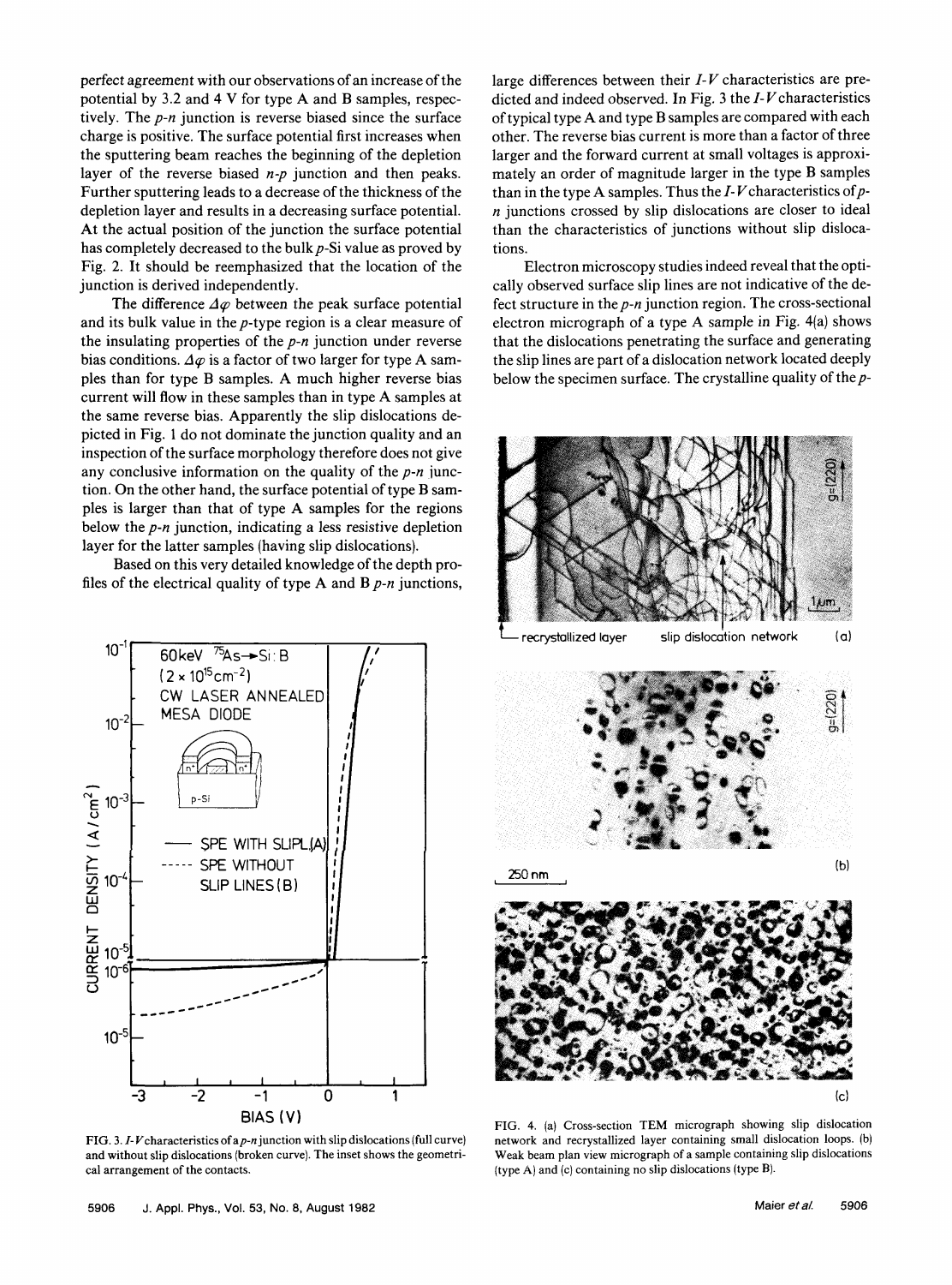perfect agreement with our observations of an increase of the potential by 3.2 and 4 V for type A and B samples, respectively. The $p$-$n$ junction is reverse biased since the surface charge is positive. The surface potential first increases when the sputtering beam reaches the beginning of the depletion layer of the reverse biased $n$-$p$ junction and then peaks. Further sputtering leads to a decrease of the thickness of the depletion layer and results in a decreasing surface potential. At the actual position of the junction the surface potential has completely decreased to the bulk $p$-Si value as proved by Fig. 2. It should be reemphasized that the location of the junction is derived independently.

The difference $\Delta\varphi$ between the peak surface potential and its bulk value in the $p$-type region is a clear measure of the insulating properties of the $p$-$n$ junction under reverse bias conditions. $\Delta\varphi$ is a factor of two larger for type A samples than for type B samples. A much higher reverse bias current will flow in these samples than in type A samples at the same reverse bias. Apparently the slip dislocations depicted in Fig. 1 do not dominate the junction quality and an inspection of the surface morphology therefore does not give any conclusive information on the quality of the $p$-$n$ junction. On the other hand, the surface potential of type B samples is larger than that of type A samples for the regions below the $p$-$n$ junction, indicating a less resistive depletion layer for the latter samples (having slip dislocations).

Based on this very detailed knowledge of the depth profiles of the electrical quality of type A and B $p$-$n$ junctions, large differences between their $I$-$V$ characteristics are predicted and indeed observed. In Fig. 3 the $I$-$V$ characteristics of typical type A and type B samples are compared with each other. The reverse bias current is more than a factor of three larger and the forward current at small voltages is approximately an order of magnitude larger in the type B samples than in the type A samples. Thus the $I$-$V$ characteristics of $p$-$n$ junctions crossed by slip dislocations are closer to ideal than the characteristics of junctions without slip dislocations.

Electron microscopy studies indeed reveal that the optically observed surface slip lines are not indicative of the defect structure in the $p$-$n$ junction region. The cross-sectional electron micrograph of a type A sample in Fig. 4(a) shows that the dislocations penetrating the surface and generating the slip lines are part of a dislocation network located deeply below the specimen surface. The crystalline quality of the $p$-

FIG. 3. $I$-$V$ characteristics of a $p$-$n$ junction with slip dislocations (full curve) and without slip dislocations (broken curve). The inset shows the geometrical arrangement of the contacts.

FIG. 4. (a) Cross-section TEM micrograph showing slip dislocation network and recrystallized layer containing small dislocation loops. (b) Weak beam plan view micrograph of a sample containing slip dislocations (type A) and (c) containing no slip dislocations (type B).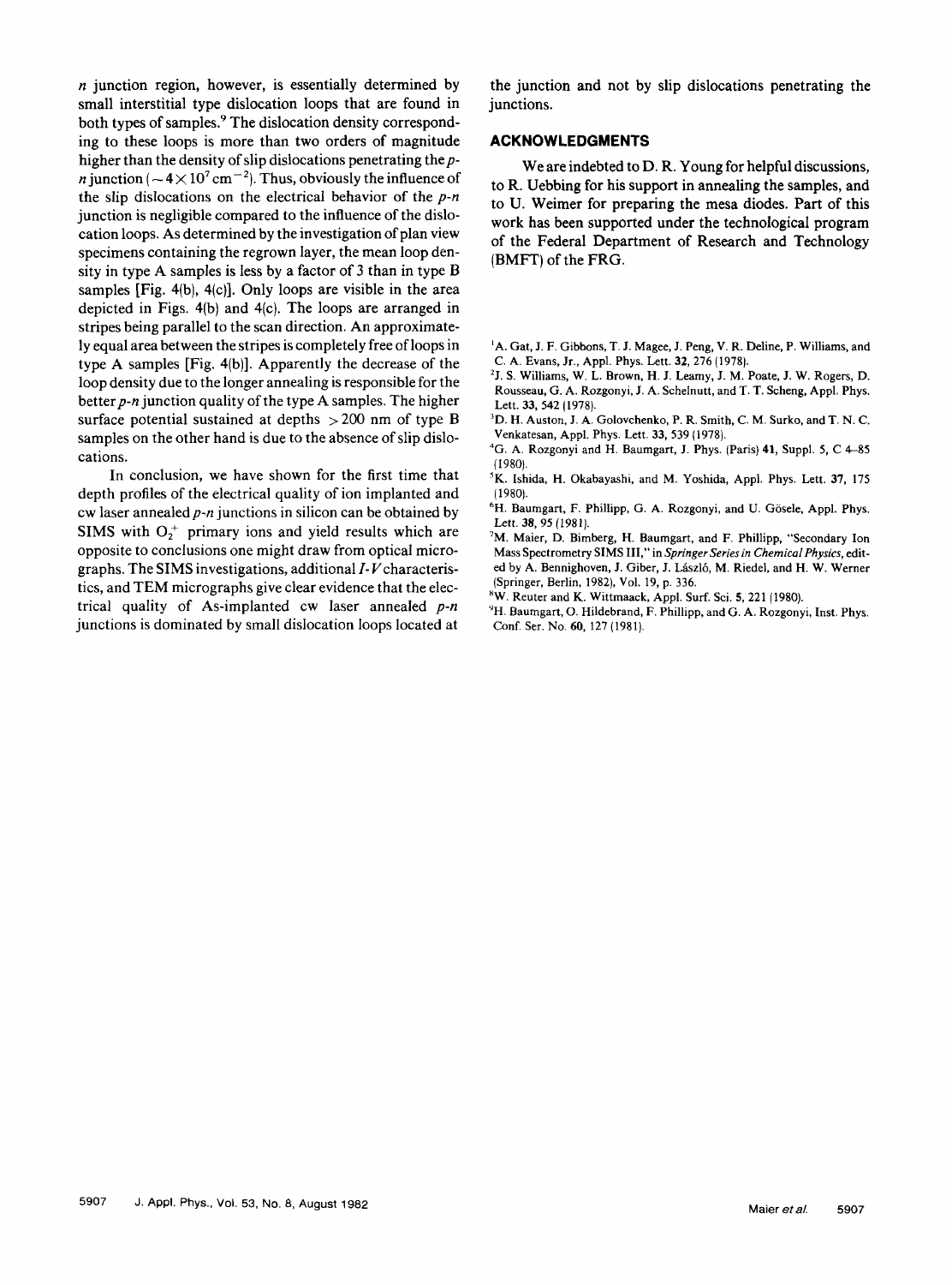*n* junction region, however, is essentially determined by small interstitial type dislocation loops that are found in both types of samples.[9] The dislocation density corresponding to these loops is more than two orders of magnitude higher than the density of slip dislocations penetrating the *p-n* junction ($\sim 4\times 10^7$ cm$^{-2}$). Thus, obviously the influence of the slip dislocations on the electrical behavior of the *p-n* junction is negligible compared to the influence of the dislocation loops. As determined by the investigation of plan view specimens containing the regrown layer, the mean loop density in type A samples is less by a factor of 3 than in type B samples [Fig. 4(b), 4(c)]. Only loops are visible in the area depicted in Figs. 4(b) and 4(c). The loops are arranged in stripes being parallel to the scan direction. An approximately equal area between the stripes is completely free of loops in type A samples [Fig. 4(b)]. Apparently the decrease of the loop density due to the longer annealing is responsible for the better *p-n* junction quality of the type A samples. The higher surface potential sustained at depths $>200$ nm of type B samples on the other hand is due to the absence of slip dislocations.

In conclusion, we have shown for the first time that depth profiles of the electrical quality of ion implanted and cw laser annealed *p-n* junctions in silicon can be obtained by SIMS with $O_2^+$ primary ions and yield results which are opposite to conclusions one might draw from optical micrographs. The SIMS investigations, additional *I-V* characteristics, and TEM micrographs give clear evidence that the electrical quality of As-implanted cw laser annealed *p-n* junctions is dominated by small dislocation loops located at the junction and not by slip dislocations penetrating the junctions.

## ACKNOWLEDGMENTS

We are indebted to D. R. Young for helpful discussions, to R. Uebbing for his support in annealing the samples, and to U. Weimer for preparing the mesa diodes. Part of this work has been supported under the technological program of the Federal Department of Research and Technology (BMFT) of the FRG.

[1] A. Gat, J. F. Gibbons, T. J. Magee, J. Peng, V. R. Deline, P. Williams, and C. A. Evans, Jr., Appl. Phys. Lett. **32**, 276 (1978).

[2] J. S. Williams, W. L. Brown, H. J. Leamy, J. M. Poate, J. W. Rogers, D. Rousseau, G. A. Rozgonyi, J. A. Schelnutt, and T. T. Scheng, Appl. Phys. Lett. **33**, 542 (1978).

[3] D. H. Auston, J. A. Golovchenko, P. R. Smith, C. M. Surko, and T. N. C. Venkatesan, Appl. Phys. Lett. **33**, 539 (1978).

[4] G. A. Rozgonyi and H. Baumgart, J. Phys. (Paris) **41**, Suppl. 5, C 4–85 (1980).

[5] K. Ishida, H. Okabayashi, and M. Yoshida, Appl. Phys. Lett. **37**, 175 (1980).

[6] H. Baumgart, F. Phillipp, G. A. Rozgonyi, and U. Gösele, Appl. Phys. Lett. **38**, 95 (1981).

[7] M. Maier, D. Bimberg, H. Baumgart, and F. Phillipp, "Secondary Ion Mass Spectrometry SIMS III," in *Springer Series in Chemical Physics*, edited by A. Benninghoven, J. Giber, J. László, M. Riedel, and H. W. Werner (Springer, Berlin, 1982), Vol. 19, p. 336.

[8] W. Reuter and K. Wittmaack, Appl. Surf. Sci. **5**, 221 (1980).

[9] H. Baumgart, O. Hildebrand, F. Phillipp, and G. A. Rozgonyi, Inst. Phys. Conf. Ser. No. **60**, 127 (1981).